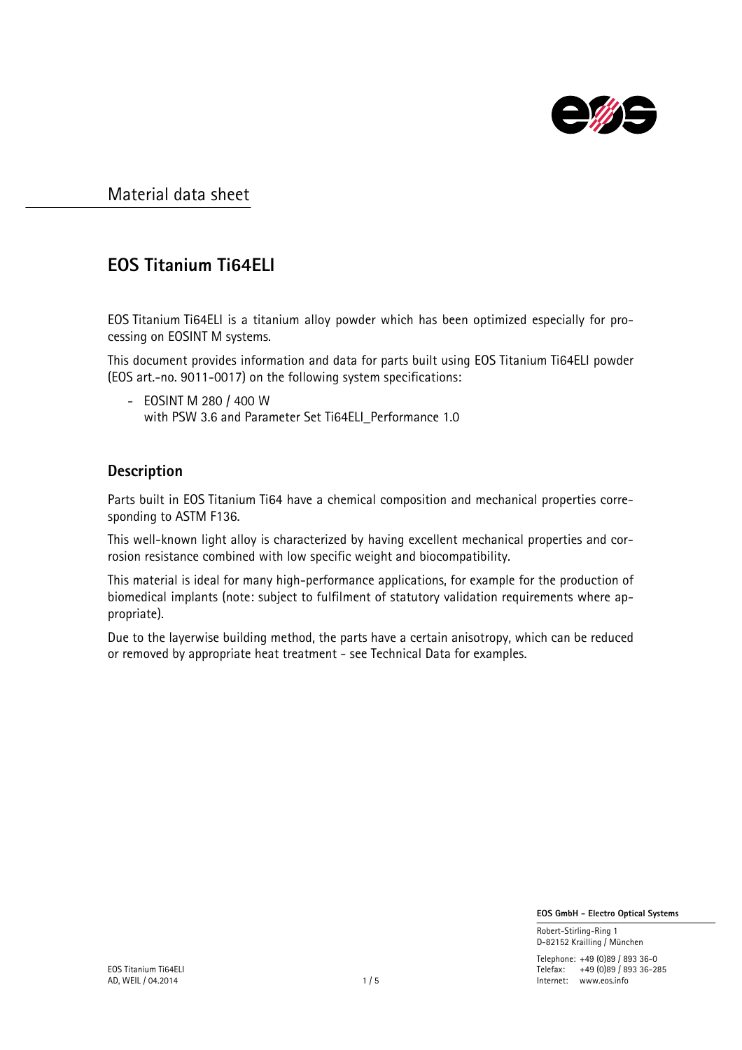Material data sheet

# EOS Titanium Ti64ELI

EOS Titanium Ti64ELI is a titanium alloy powder which has been optimized especially for processing on EOSINT M systems.

This document provides information and data for parts built using EOS Titanium Ti64ELI powder (EOS art.-no. 9011-0017) on the following system specifications:

- EOSINT M 280 / 400 W
  with PSW 3.6 and Parameter Set Ti64ELI_Performance 1.0

## Description

Parts built in EOS Titanium Ti64 have a chemical composition and mechanical properties corresponding to ASTM F136.

This well-known light alloy is characterized by having excellent mechanical properties and corrosion resistance combined with low specific weight and biocompatibility.

This material is ideal for many high-performance applications, for example for the production of biomedical implants (note: subject to fulfilment of statutory validation requirements where appropriate).

Due to the layerwise building method, the parts have a certain anisotropy, which can be reduced or removed by appropriate heat treatment - see Technical Data for examples.

**EOS GmbH - Electro Optical Systems**

Robert-Stirling-Ring 1
D-82152 Krailling / München

Telephone: +49 (0)89 / 893 36-0
Telefax: +49 (0)89 / 893 36-285
Internet: www.eos.info

EOS Titanium Ti64ELI
AD, WEIL / 04.2014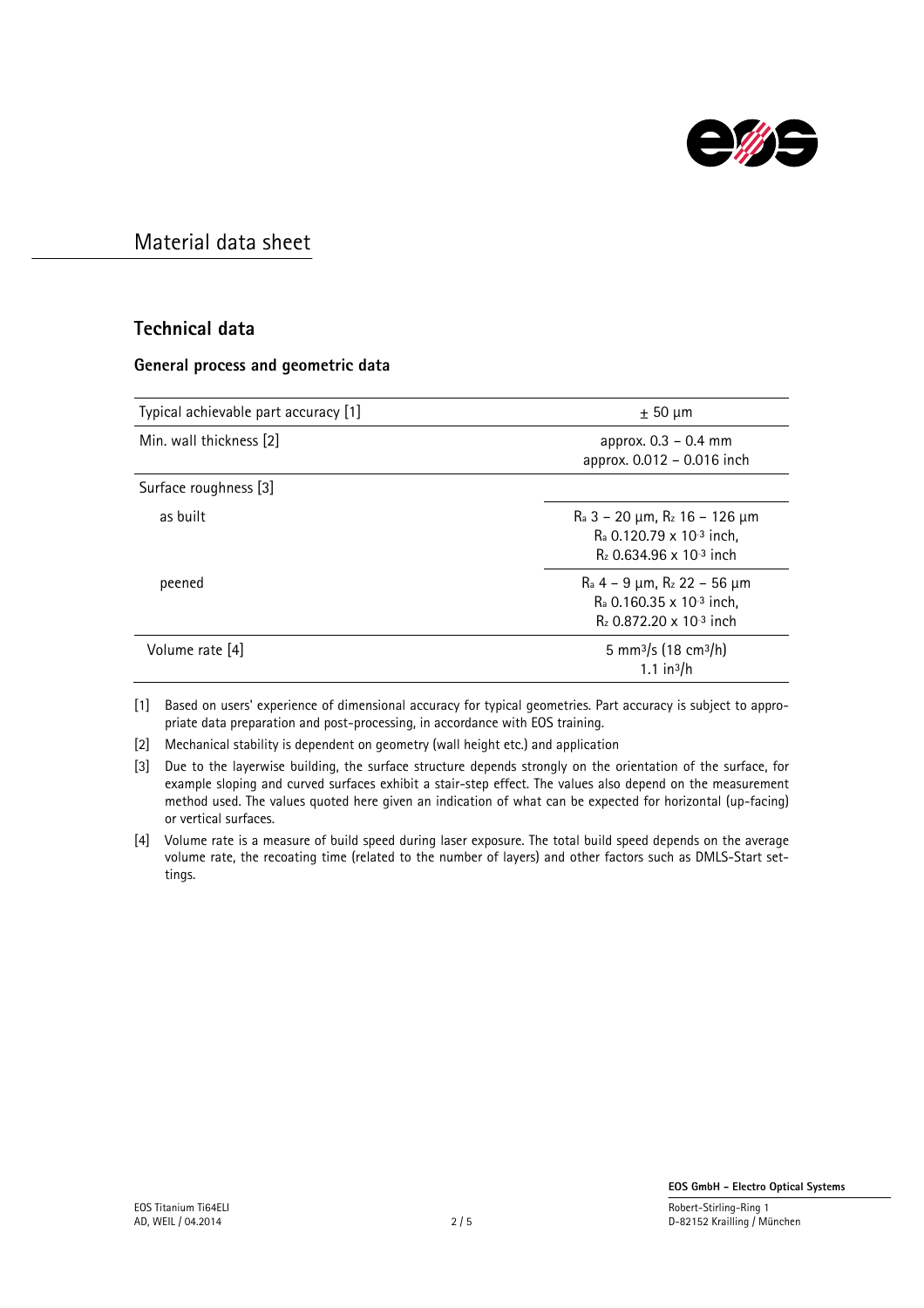# Material data sheet

## Technical data

### General process and geometric data

| | |
|---|---|
| Typical achievable part accuracy [1] | ± 50 µm |
| Min. wall thickness [2] | approx. 0.3 – 0.4 mm<br>approx. 0.012 – 0.016 inch |
| Surface roughness [3] | |
| as built | $R_a$ 3 – 20 µm, $R_z$ 16 – 126 µm<br>$R_a$ 0.120.79 x $10^{-3}$ inch,<br>$R_z$ 0.634.96 x $10^{-3}$ inch |
| peened | $R_a$ 4 – 9 µm, $R_z$ 22 – 56 µm<br>$R_a$ 0.160.35 x $10^{-3}$ inch,<br>$R_z$ 0.872.20 x $10^{-3}$ inch |
| Volume rate [4] | 5 $mm^3/s$ (18 $cm^3/h$)<br>1.1 $in^3/h$ |

[1] Based on users' experience of dimensional accuracy for typical geometries. Part accuracy is subject to appropriate data preparation and post-processing, in accordance with EOS training.

[2] Mechanical stability is dependent on geometry (wall height etc.) and application

[3] Due to the layerwise building, the surface structure depends strongly on the orientation of the surface, for example sloping and curved surfaces exhibit a stair-step effect. The values also depend on the measurement method used. The values quoted here given an indication of what can be expected for horizontal (up-facing) or vertical surfaces.

[4] Volume rate is a measure of build speed during laser exposure. The total build speed depends on the average volume rate, the recoating time (related to the number of layers) and other factors such as DMLS-Start settings.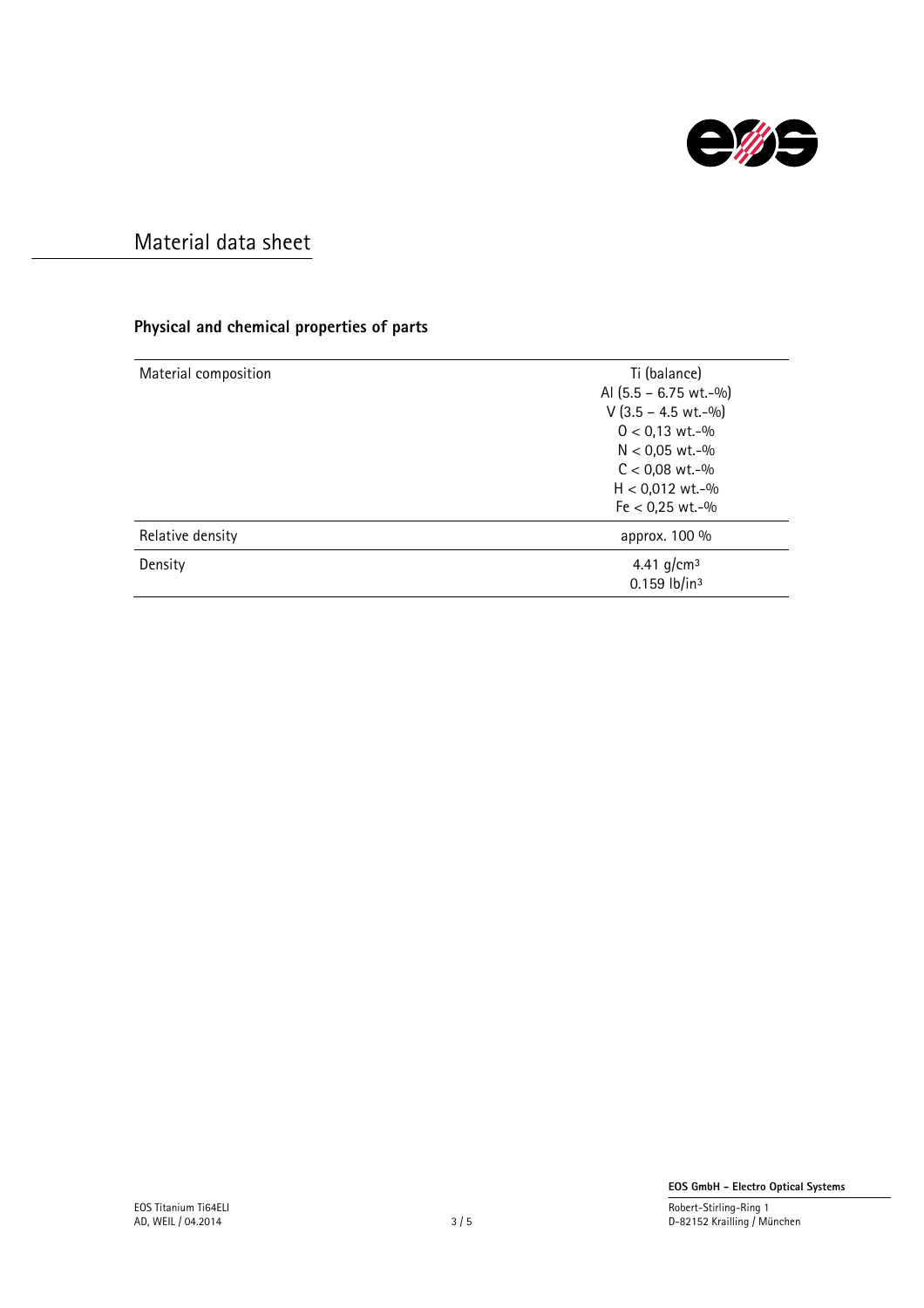# Material data sheet

## Physical and chemical properties of parts

| | |
|---|---|
| Material composition | Ti (balance)<br>Al (5.5 – 6.75 wt.-%)<br>V (3.5 – 4.5 wt.-%)<br>O < 0,13 wt.-%<br>N < 0,05 wt.-%<br>C < 0,08 wt.-%<br>H < 0,012 wt.-%<br>Fe < 0,25 wt.-% |
| Relative density | approx. 100 % |
| Density | 4.41 g/cm³<br>0.159 lb/in³ |

EOS Titanium Ti64ELI
AD, WEIL / 04.2014

**EOS GmbH - Electro Optical Systems**

Robert-Stirling-Ring 1
D-82152 Krailling / München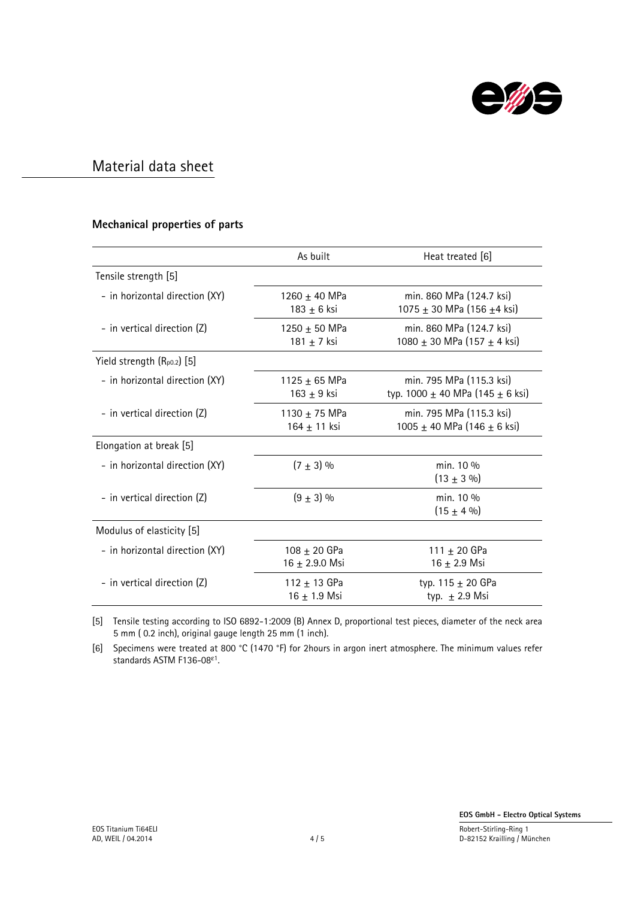## Material data sheet

### Mechanical properties of parts

| | As built | Heat treated [6] |
|---|---|---|
| Tensile strength [5] | | |
| - in horizontal direction (XY) | 1260 ± 40 MPa<br>183 ± 6 ksi | min. 860 MPa (124.7 ksi)<br>1075 ± 30 MPa (156 ±4 ksi) |
| - in vertical direction (Z) | 1250 ± 50 MPa<br>181 ± 7 ksi | min. 860 MPa (124.7 ksi)<br>1080 ± 30 MPa (157 ± 4 ksi) |
| Yield strength ($R_{p0.2}$) [5] | | |
| - in horizontal direction (XY) | 1125 ± 65 MPa<br>163 ± 9 ksi | min. 795 MPa (115.3 ksi)<br>typ. 1000 ± 40 MPa (145 ± 6 ksi) |
| - in vertical direction (Z) | 1130 ± 75 MPa<br>164 ± 11 ksi | min. 795 MPa (115.3 ksi)<br>1005 ± 40 MPa (146 ± 6 ksi) |
| Elongation at break [5] | | |
| - in horizontal direction (XY) | (7 ± 3) % | min. 10 %<br>(13 ± 3 %) |
| - in vertical direction (Z) | (9 ± 3) % | min. 10 %<br>(15 ± 4 %) |
| Modulus of elasticity [5] | | |
| - in horizontal direction (XY) | 108 ± 20 GPa<br>16 ± 2.9.0 Msi | 111 ± 20 GPa<br>16 ± 2.9 Msi |
| - in vertical direction (Z) | 112 ± 13 GPa<br>16 ± 1.9 Msi | typ. 115 ± 20 GPa<br>typ. ± 2.9 Msi |

[5] Tensile testing according to ISO 6892-1:2009 (B) Annex D, proportional test pieces, diameter of the neck area 5 mm ( 0.2 inch), original gauge length 25 mm (1 inch).

[6] Specimens were treated at 800 °C (1470 °F) for 2hours in argon inert atmosphere. The minimum values refer standards ASTM F136-08$^{\varepsilon1}$.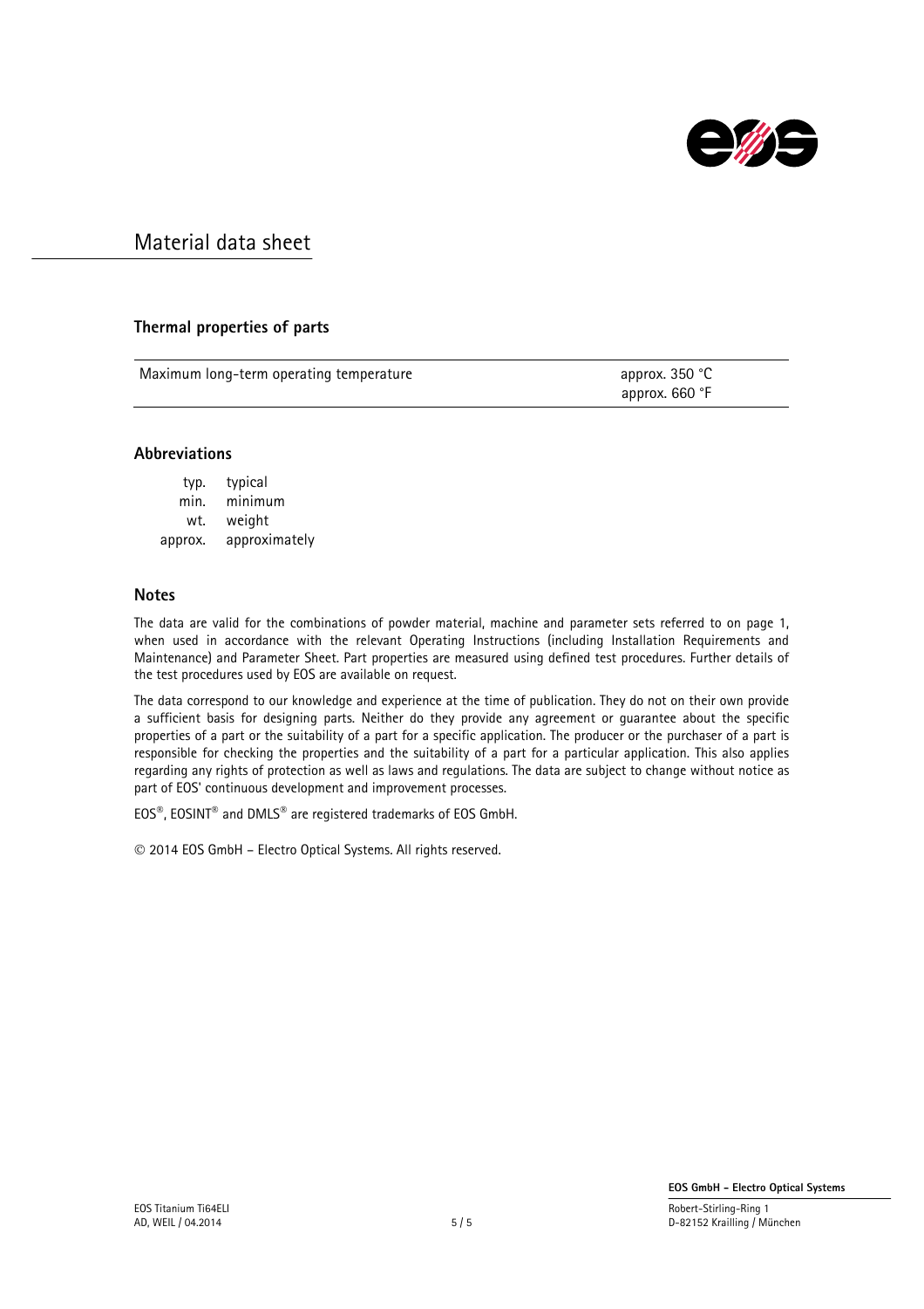# Material data sheet

### Thermal properties of parts

| | |
|---|---|
| Maximum long-term operating temperature | approx. 350 °C<br>approx. 660 °F |

### Abbreviations

| | |
|---|---|
| typ. | typical |
| min. | minimum |
| wt. | weight |
| approx. | approximately |

### Notes

The data are valid for the combinations of powder material, machine and parameter sets referred to on page 1, when used in accordance with the relevant Operating Instructions (including Installation Requirements and Maintenance) and Parameter Sheet. Part properties are measured using defined test procedures. Further details of the test procedures used by EOS are available on request.

The data correspond to our knowledge and experience at the time of publication. They do not on their own provide a sufficient basis for designing parts. Neither do they provide any agreement or guarantee about the specific properties of a part or the suitability of a part for a specific application. The producer or the purchaser of a part is responsible for checking the properties and the suitability of a part for a particular application. This also applies regarding any rights of protection as well as laws and regulations. The data are subject to change without notice as part of EOS' continuous development and improvement processes.

EOS®, EOSINT® and DMLS® are registered trademarks of EOS GmbH.

© 2014 EOS GmbH – Electro Optical Systems. All rights reserved.

EOS Titanium Ti64ELI
AD, WEIL / 04.2014

**EOS GmbH - Electro Optical Systems**
Robert-Stirling-Ring 1
D-82152 Krailling / München